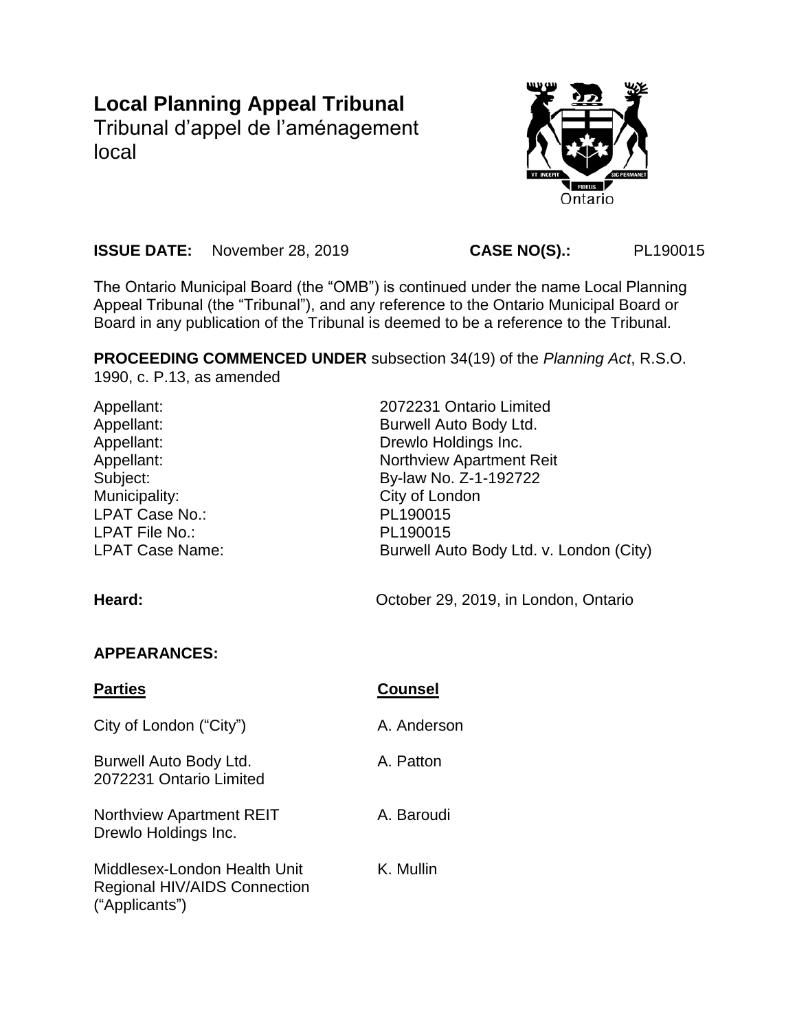# Local Planning Appeal Tribunal

Tribunal d'appel de l'aménagement local

**ISSUE DATE:** November 28, 2019 **CASE NO(S).:** PL190015

The Ontario Municipal Board (the "OMB") is continued under the name Local Planning Appeal Tribunal (the "Tribunal"), and any reference to the Ontario Municipal Board or Board in any publication of the Tribunal is deemed to be a reference to the Tribunal.

**PROCEEDING COMMENCED UNDER** subsection 34(19) of the *Planning Act*, R.S.O. 1990, c. P.13, as amended

| | |
|---|---|
| Appellant: | 2072231 Ontario Limited |
| Appellant: | Burwell Auto Body Ltd. |
| Appellant: | Drewlo Holdings Inc. |
| Appellant: | Northview Apartment Reit |
| Subject: | By-law No. Z-1-192722 |
| Municipality: | City of London |
| LPAT Case No.: | PL190015 |
| LPAT File No.: | PL190015 |
| LPAT Case Name: | Burwell Auto Body Ltd. v. London (City) |

**Heard:** October 29, 2019, in London, Ontario

**APPEARANCES:**

| **Parties** | **Counsel** |
|---|---|
| City of London ("City") | A. Anderson |
| Burwell Auto Body Ltd.<br>2072231 Ontario Limited | A. Patton |
| Northview Apartment REIT<br>Drewlo Holdings Inc. | A. Baroudi |
| Middlesex-London Health Unit<br>Regional HIV/AIDS Connection<br>("Applicants") | K. Mullin |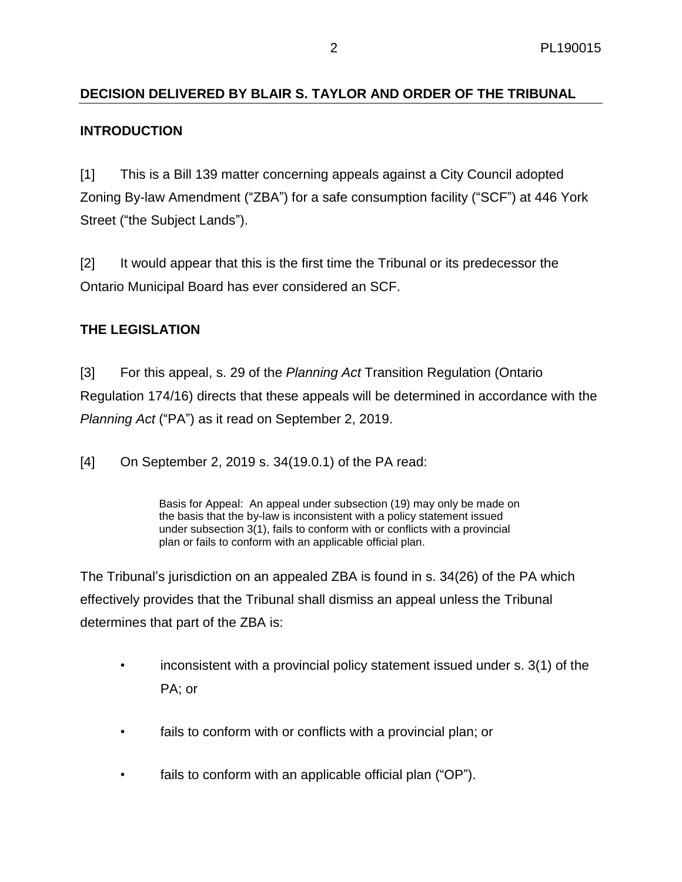## DECISION DELIVERED BY BLAIR S. TAYLOR AND ORDER OF THE TRIBUNAL

### INTRODUCTION

[1] This is a Bill 139 matter concerning appeals against a City Council adopted Zoning By-law Amendment ("ZBA") for a safe consumption facility ("SCF") at 446 York Street ("the Subject Lands").

[2] It would appear that this is the first time the Tribunal or its predecessor the Ontario Municipal Board has ever considered an SCF.

### THE LEGISLATION

[3] For this appeal, s. 29 of the *Planning Act* Transition Regulation (Ontario Regulation 174/16) directs that these appeals will be determined in accordance with the *Planning Act* ("PA") as it read on September 2, 2019.

[4] On September 2, 2019 s. 34(19.0.1) of the PA read:

> Basis for Appeal: An appeal under subsection (19) may only be made on the basis that the by-law is inconsistent with a policy statement issued under subsection 3(1), fails to conform with or conflicts with a provincial plan or fails to conform with an applicable official plan.

The Tribunal's jurisdiction on an appealed ZBA is found in s. 34(26) of the PA which effectively provides that the Tribunal shall dismiss an appeal unless the Tribunal determines that part of the ZBA is:

- inconsistent with a provincial policy statement issued under s. 3(1) of the PA; or
- fails to conform with or conflicts with a provincial plan; or
- fails to conform with an applicable official plan ("OP").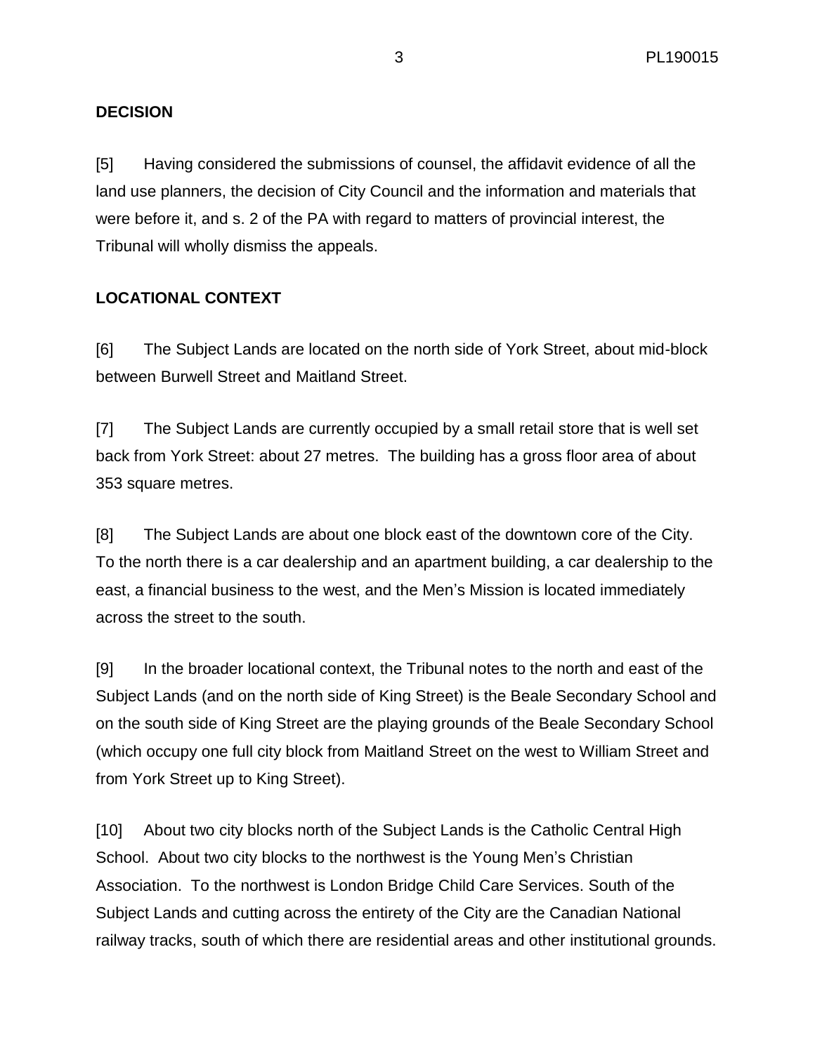**DECISION**

[5] Having considered the submissions of counsel, the affidavit evidence of all the land use planners, the decision of City Council and the information and materials that were before it, and s. 2 of the PA with regard to matters of provincial interest, the Tribunal will wholly dismiss the appeals.

**LOCATIONAL CONTEXT**

[6] The Subject Lands are located on the north side of York Street, about mid-block between Burwell Street and Maitland Street.

[7] The Subject Lands are currently occupied by a small retail store that is well set back from York Street: about 27 metres. The building has a gross floor area of about 353 square metres.

[8] The Subject Lands are about one block east of the downtown core of the City. To the north there is a car dealership and an apartment building, a car dealership to the east, a financial business to the west, and the Men's Mission is located immediately across the street to the south.

[9] In the broader locational context, the Tribunal notes to the north and east of the Subject Lands (and on the north side of King Street) is the Beale Secondary School and on the south side of King Street are the playing grounds of the Beale Secondary School (which occupy one full city block from Maitland Street on the west to William Street and from York Street up to King Street).

[10] About two city blocks north of the Subject Lands is the Catholic Central High School. About two city blocks to the northwest is the Young Men's Christian Association. To the northwest is London Bridge Child Care Services. South of the Subject Lands and cutting across the entirety of the City are the Canadian National railway tracks, south of which there are residential areas and other institutional grounds.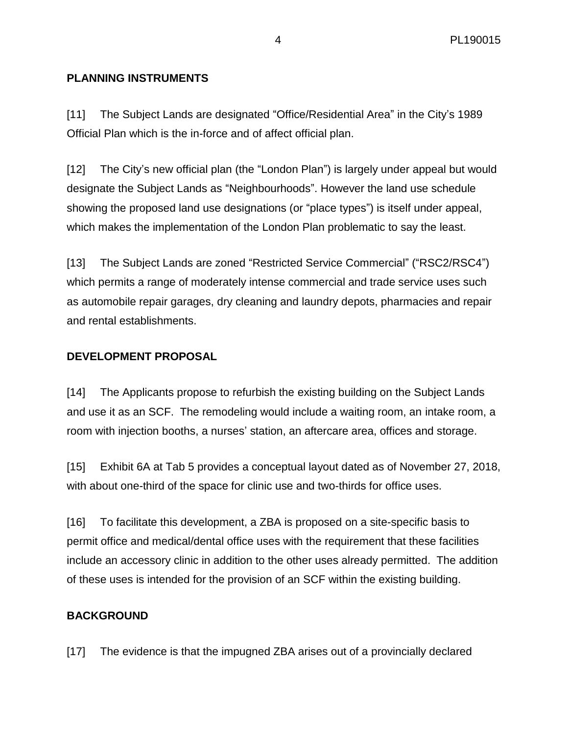**PLANNING INSTRUMENTS**

[11] The Subject Lands are designated "Office/Residential Area" in the City's 1989 Official Plan which is the in-force and of affect official plan.

[12] The City's new official plan (the "London Plan") is largely under appeal but would designate the Subject Lands as "Neighbourhoods". However the land use schedule showing the proposed land use designations (or "place types") is itself under appeal, which makes the implementation of the London Plan problematic to say the least.

[13] The Subject Lands are zoned "Restricted Service Commercial" ("RSC2/RSC4") which permits a range of moderately intense commercial and trade service uses such as automobile repair garages, dry cleaning and laundry depots, pharmacies and repair and rental establishments.

**DEVELOPMENT PROPOSAL**

[14] The Applicants propose to refurbish the existing building on the Subject Lands and use it as an SCF. The remodeling would include a waiting room, an intake room, a room with injection booths, a nurses' station, an aftercare area, offices and storage.

[15] Exhibit 6A at Tab 5 provides a conceptual layout dated as of November 27, 2018, with about one-third of the space for clinic use and two-thirds for office uses.

[16] To facilitate this development, a ZBA is proposed on a site-specific basis to permit office and medical/dental office uses with the requirement that these facilities include an accessory clinic in addition to the other uses already permitted. The addition of these uses is intended for the provision of an SCF within the existing building.

**BACKGROUND**

[17] The evidence is that the impugned ZBA arises out of a provincially declared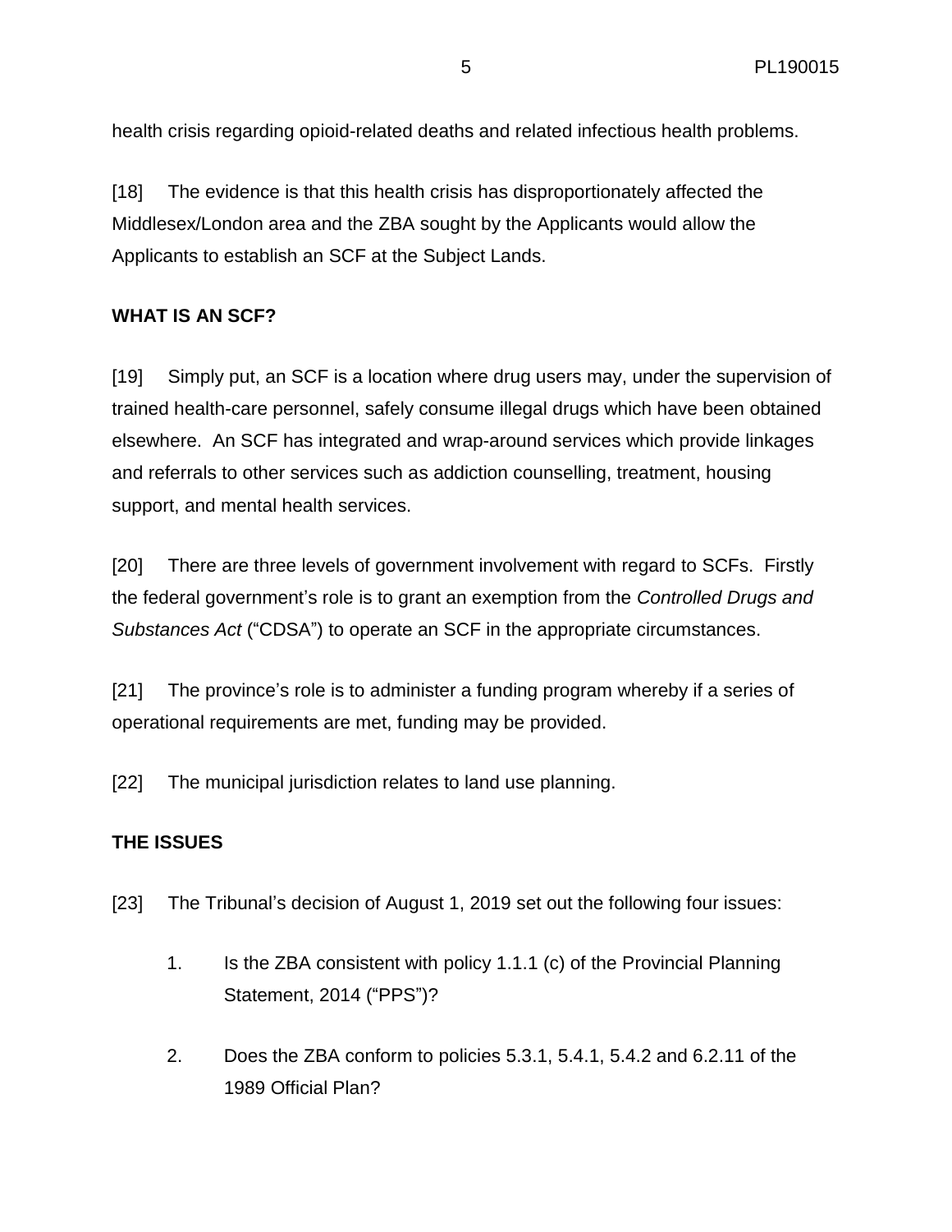health crisis regarding opioid-related deaths and related infectious health problems.

[18] The evidence is that this health crisis has disproportionately affected the Middlesex/London area and the ZBA sought by the Applicants would allow the Applicants to establish an SCF at the Subject Lands.

**WHAT IS AN SCF?**

[19] Simply put, an SCF is a location where drug users may, under the supervision of trained health-care personnel, safely consume illegal drugs which have been obtained elsewhere. An SCF has integrated and wrap-around services which provide linkages and referrals to other services such as addiction counselling, treatment, housing support, and mental health services.

[20] There are three levels of government involvement with regard to SCFs. Firstly the federal government's role is to grant an exemption from the *Controlled Drugs and Substances Act* ("CDSA") to operate an SCF in the appropriate circumstances.

[21] The province's role is to administer a funding program whereby if a series of operational requirements are met, funding may be provided.

[22] The municipal jurisdiction relates to land use planning.

**THE ISSUES**

[23] The Tribunal's decision of August 1, 2019 set out the following four issues:

1. Is the ZBA consistent with policy 1.1.1 (c) of the Provincial Planning Statement, 2014 ("PPS")?

2. Does the ZBA conform to policies 5.3.1, 5.4.1, 5.4.2 and 6.2.11 of the 1989 Official Plan?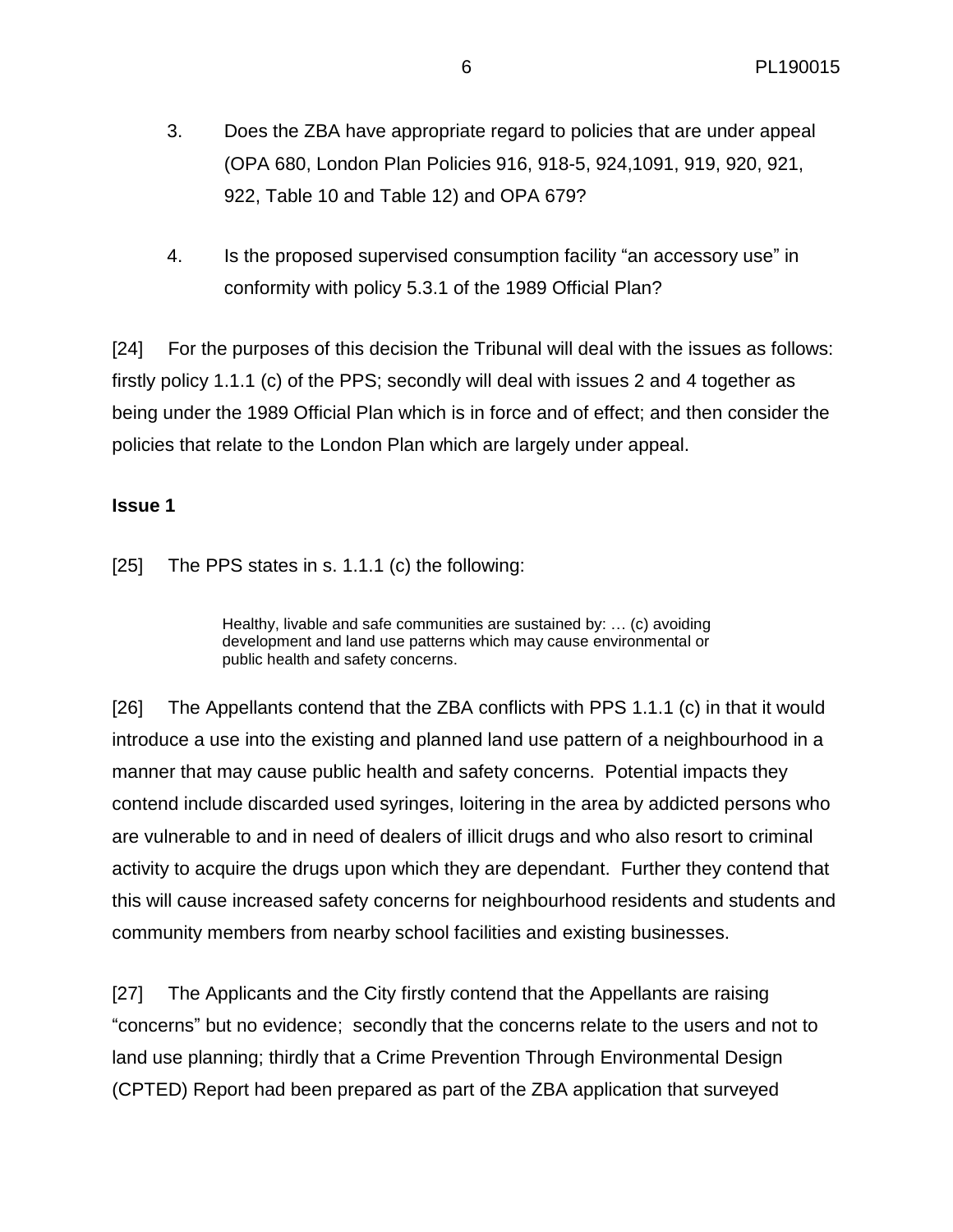3. Does the ZBA have appropriate regard to policies that are under appeal (OPA 680, London Plan Policies 916, 918-5, 924,1091, 919, 920, 921, 922, Table 10 and Table 12) and OPA 679?

4. Is the proposed supervised consumption facility “an accessory use” in conformity with policy 5.3.1 of the 1989 Official Plan?

[24] For the purposes of this decision the Tribunal will deal with the issues as follows: firstly policy 1.1.1 (c) of the PPS; secondly will deal with issues 2 and 4 together as being under the 1989 Official Plan which is in force and of effect; and then consider the policies that relate to the London Plan which are largely under appeal.

**Issue 1**

[25] The PPS states in s. 1.1.1 (c) the following:

> Healthy, livable and safe communities are sustained by: … (c) avoiding development and land use patterns which may cause environmental or public health and safety concerns.

[26] The Appellants contend that the ZBA conflicts with PPS 1.1.1 (c) in that it would introduce a use into the existing and planned land use pattern of a neighbourhood in a manner that may cause public health and safety concerns. Potential impacts they contend include discarded used syringes, loitering in the area by addicted persons who are vulnerable to and in need of dealers of illicit drugs and who also resort to criminal activity to acquire the drugs upon which they are dependant. Further they contend that this will cause increased safety concerns for neighbourhood residents and students and community members from nearby school facilities and existing businesses.

[27] The Applicants and the City firstly contend that the Appellants are raising “concerns” but no evidence; secondly that the concerns relate to the users and not to land use planning; thirdly that a Crime Prevention Through Environmental Design (CPTED) Report had been prepared as part of the ZBA application that surveyed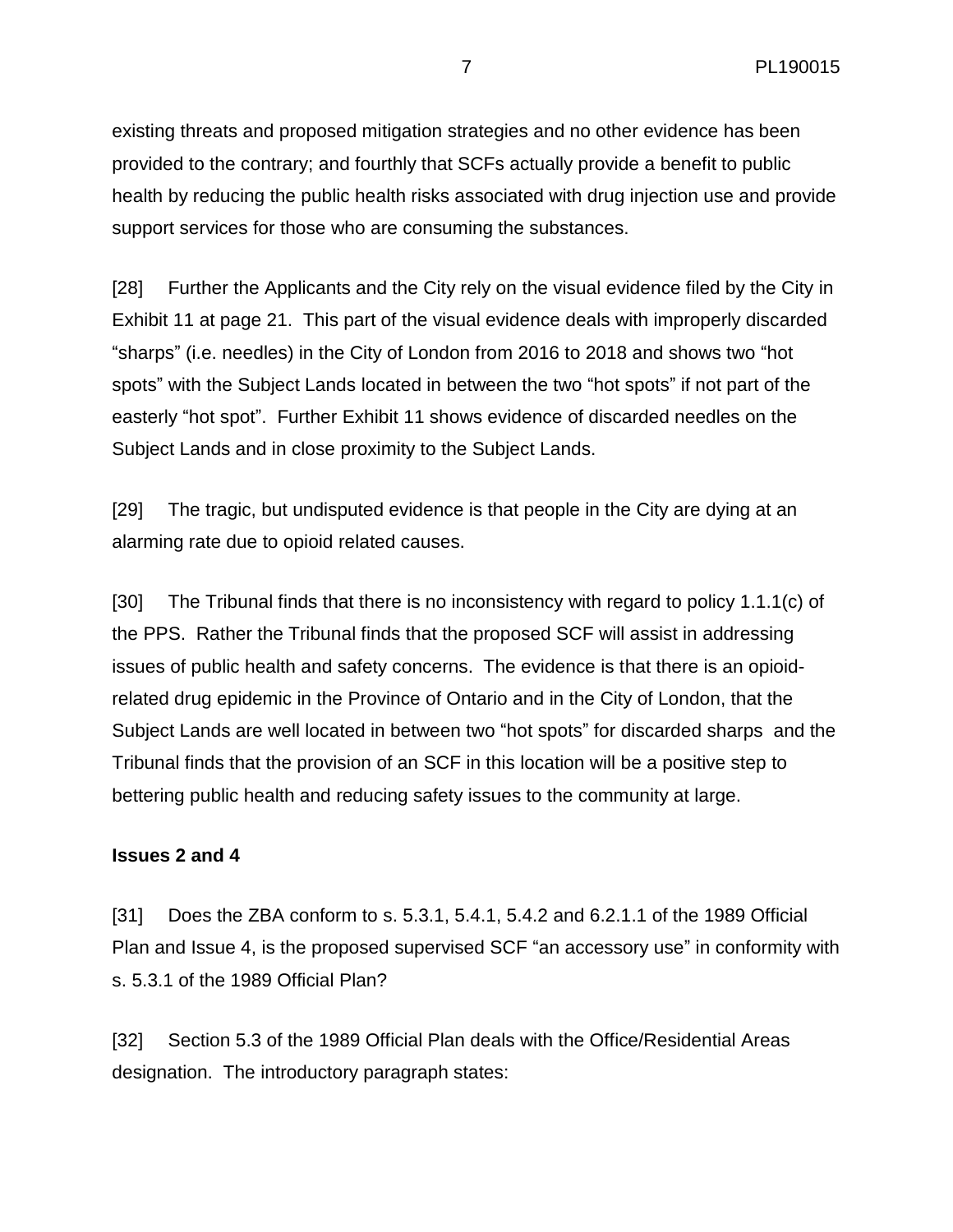existing threats and proposed mitigation strategies and no other evidence has been provided to the contrary; and fourthly that SCFs actually provide a benefit to public health by reducing the public health risks associated with drug injection use and provide support services for those who are consuming the substances.

[28] Further the Applicants and the City rely on the visual evidence filed by the City in Exhibit 11 at page 21. This part of the visual evidence deals with improperly discarded “sharps” (i.e. needles) in the City of London from 2016 to 2018 and shows two “hot spots” with the Subject Lands located in between the two “hot spots” if not part of the easterly “hot spot”. Further Exhibit 11 shows evidence of discarded needles on the Subject Lands and in close proximity to the Subject Lands.

[29] The tragic, but undisputed evidence is that people in the City are dying at an alarming rate due to opioid related causes.

[30] The Tribunal finds that there is no inconsistency with regard to policy 1.1.1(c) of the PPS. Rather the Tribunal finds that the proposed SCF will assist in addressing issues of public health and safety concerns. The evidence is that there is an opioid-related drug epidemic in the Province of Ontario and in the City of London, that the Subject Lands are well located in between two “hot spots” for discarded sharps and the Tribunal finds that the provision of an SCF in this location will be a positive step to bettering public health and reducing safety issues to the community at large.

**Issues 2 and 4**

[31] Does the ZBA conform to s. 5.3.1, 5.4.1, 5.4.2 and 6.2.1.1 of the 1989 Official Plan and Issue 4, is the proposed supervised SCF “an accessory use” in conformity with s. 5.3.1 of the 1989 Official Plan?

[32] Section 5.3 of the 1989 Official Plan deals with the Office/Residential Areas designation. The introductory paragraph states: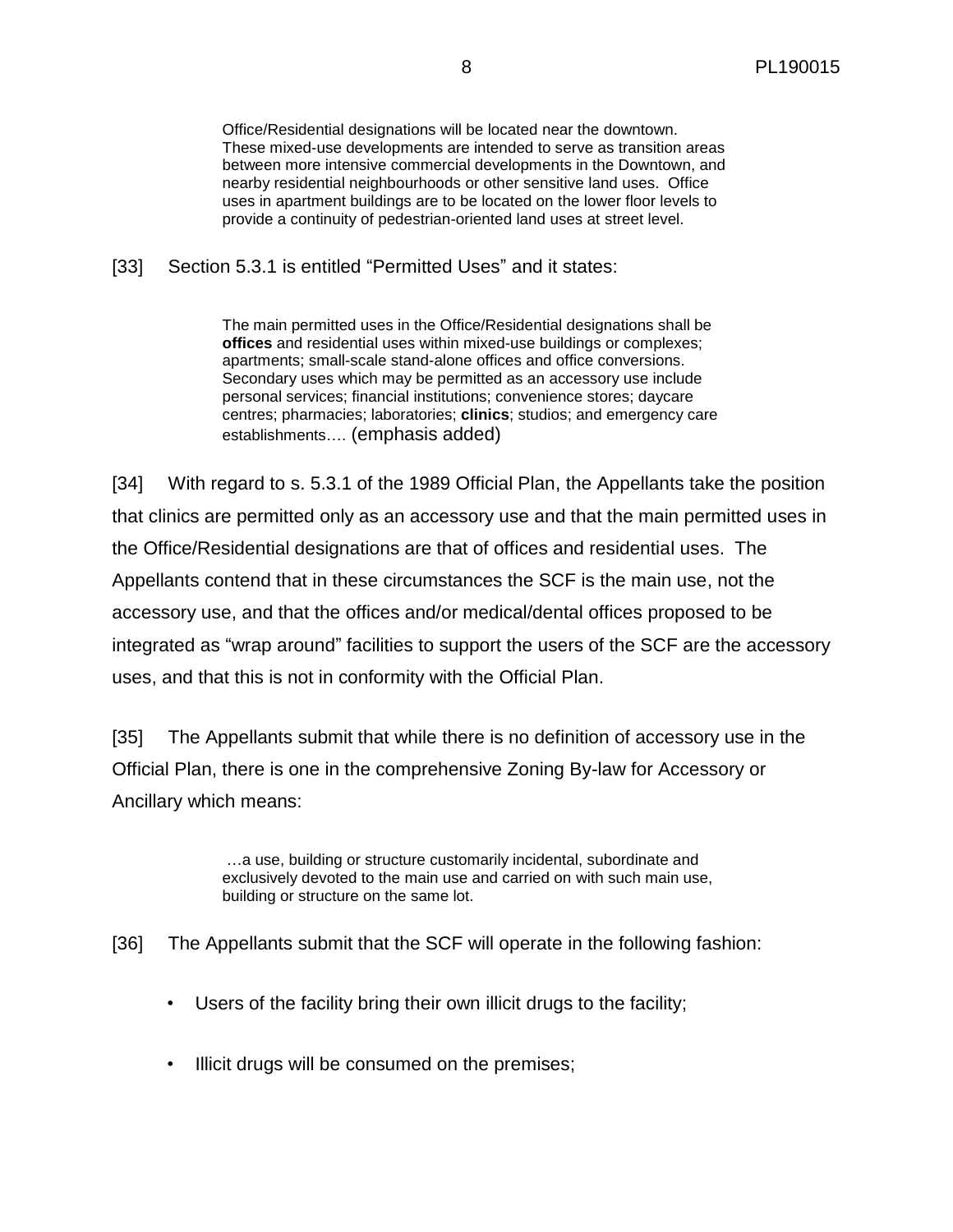> Office/Residential designations will be located near the downtown. These mixed-use developments are intended to serve as transition areas between more intensive commercial developments in the Downtown, and nearby residential neighbourhoods or other sensitive land uses. Office uses in apartment buildings are to be located on the lower floor levels to provide a continuity of pedestrian-oriented land uses at street level.

[33] Section 5.3.1 is entitled “Permitted Uses” and it states:

> The main permitted uses in the Office/Residential designations shall be **offices** and residential uses within mixed-use buildings or complexes; apartments; small-scale stand-alone offices and office conversions. Secondary uses which may be permitted as an accessory use include personal services; financial institutions; convenience stores; daycare centres; pharmacies; laboratories; **clinics**; studios; and emergency care establishments…. (emphasis added)

[34] With regard to s. 5.3.1 of the 1989 Official Plan, the Appellants take the position that clinics are permitted only as an accessory use and that the main permitted uses in the Office/Residential designations are that of offices and residential uses. The Appellants contend that in these circumstances the SCF is the main use, not the accessory use, and that the offices and/or medical/dental offices proposed to be integrated as “wrap around” facilities to support the users of the SCF are the accessory uses, and that this is not in conformity with the Official Plan.

[35] The Appellants submit that while there is no definition of accessory use in the Official Plan, there is one in the comprehensive Zoning By-law for Accessory or Ancillary which means:

> …a use, building or structure customarily incidental, subordinate and exclusively devoted to the main use and carried on with such main use, building or structure on the same lot.

[36] The Appellants submit that the SCF will operate in the following fashion:

- Users of the facility bring their own illicit drugs to the facility;
- Illicit drugs will be consumed on the premises;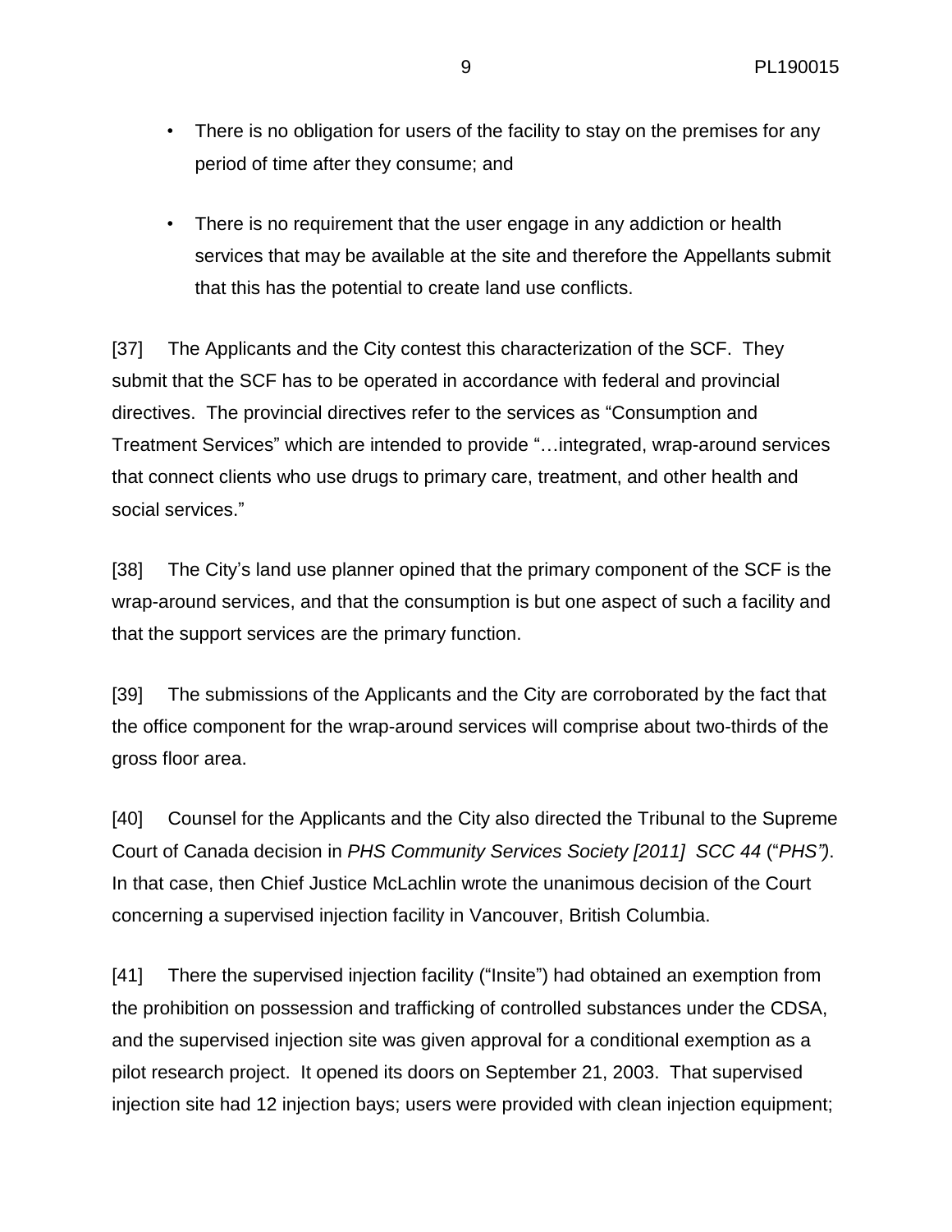- There is no obligation for users of the facility to stay on the premises for any period of time after they consume; and
- There is no requirement that the user engage in any addiction or health services that may be available at the site and therefore the Appellants submit that this has the potential to create land use conflicts.

[37] The Applicants and the City contest this characterization of the SCF. They submit that the SCF has to be operated in accordance with federal and provincial directives. The provincial directives refer to the services as "Consumption and Treatment Services" which are intended to provide "…integrated, wrap-around services that connect clients who use drugs to primary care, treatment, and other health and social services."

[38] The City's land use planner opined that the primary component of the SCF is the wrap-around services, and that the consumption is but one aspect of such a facility and that the support services are the primary function.

[39] The submissions of the Applicants and the City are corroborated by the fact that the office component for the wrap-around services will comprise about two-thirds of the gross floor area.

[40] Counsel for the Applicants and the City also directed the Tribunal to the Supreme Court of Canada decision in *PHS Community Services Society [2011] SCC 44* ("*PHS")*. In that case, then Chief Justice McLachlin wrote the unanimous decision of the Court concerning a supervised injection facility in Vancouver, British Columbia.

[41] There the supervised injection facility ("Insite") had obtained an exemption from the prohibition on possession and trafficking of controlled substances under the CDSA, and the supervised injection site was given approval for a conditional exemption as a pilot research project. It opened its doors on September 21, 2003. That supervised injection site had 12 injection bays; users were provided with clean injection equipment;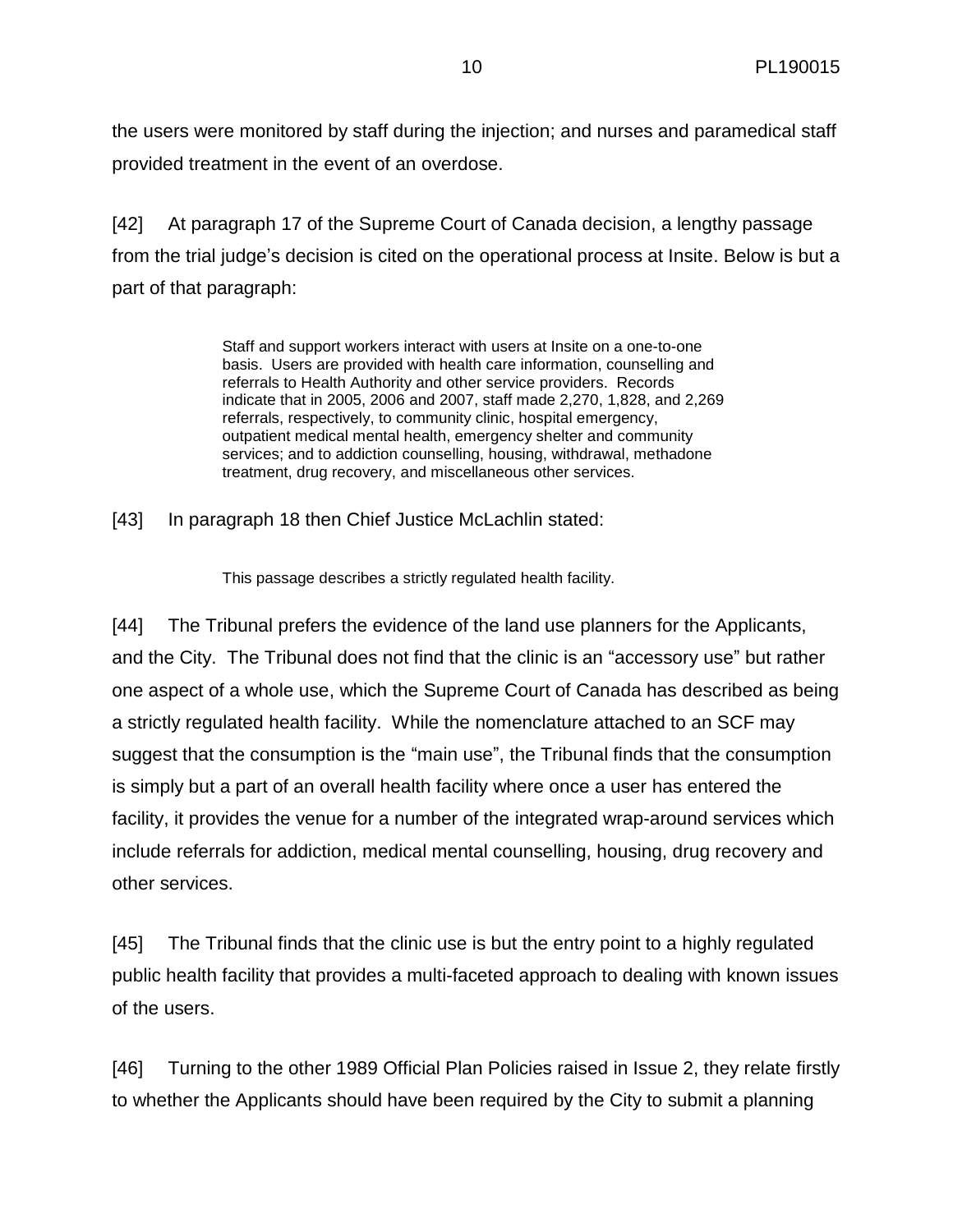the users were monitored by staff during the injection; and nurses and paramedical staff provided treatment in the event of an overdose.

[42] At paragraph 17 of the Supreme Court of Canada decision, a lengthy passage from the trial judge's decision is cited on the operational process at Insite. Below is but a part of that paragraph:

> Staff and support workers interact with users at Insite on a one-to-one basis. Users are provided with health care information, counselling and referrals to Health Authority and other service providers. Records indicate that in 2005, 2006 and 2007, staff made 2,270, 1,828, and 2,269 referrals, respectively, to community clinic, hospital emergency, outpatient medical mental health, emergency shelter and community services; and to addiction counselling, housing, withdrawal, methadone treatment, drug recovery, and miscellaneous other services.

[43] In paragraph 18 then Chief Justice McLachlin stated:

> This passage describes a strictly regulated health facility.

[44] The Tribunal prefers the evidence of the land use planners for the Applicants, and the City. The Tribunal does not find that the clinic is an "accessory use" but rather one aspect of a whole use, which the Supreme Court of Canada has described as being a strictly regulated health facility. While the nomenclature attached to an SCF may suggest that the consumption is the "main use", the Tribunal finds that the consumption is simply but a part of an overall health facility where once a user has entered the facility, it provides the venue for a number of the integrated wrap-around services which include referrals for addiction, medical mental counselling, housing, drug recovery and other services.

[45] The Tribunal finds that the clinic use is but the entry point to a highly regulated public health facility that provides a multi-faceted approach to dealing with known issues of the users.

[46] Turning to the other 1989 Official Plan Policies raised in Issue 2, they relate firstly to whether the Applicants should have been required by the City to submit a planning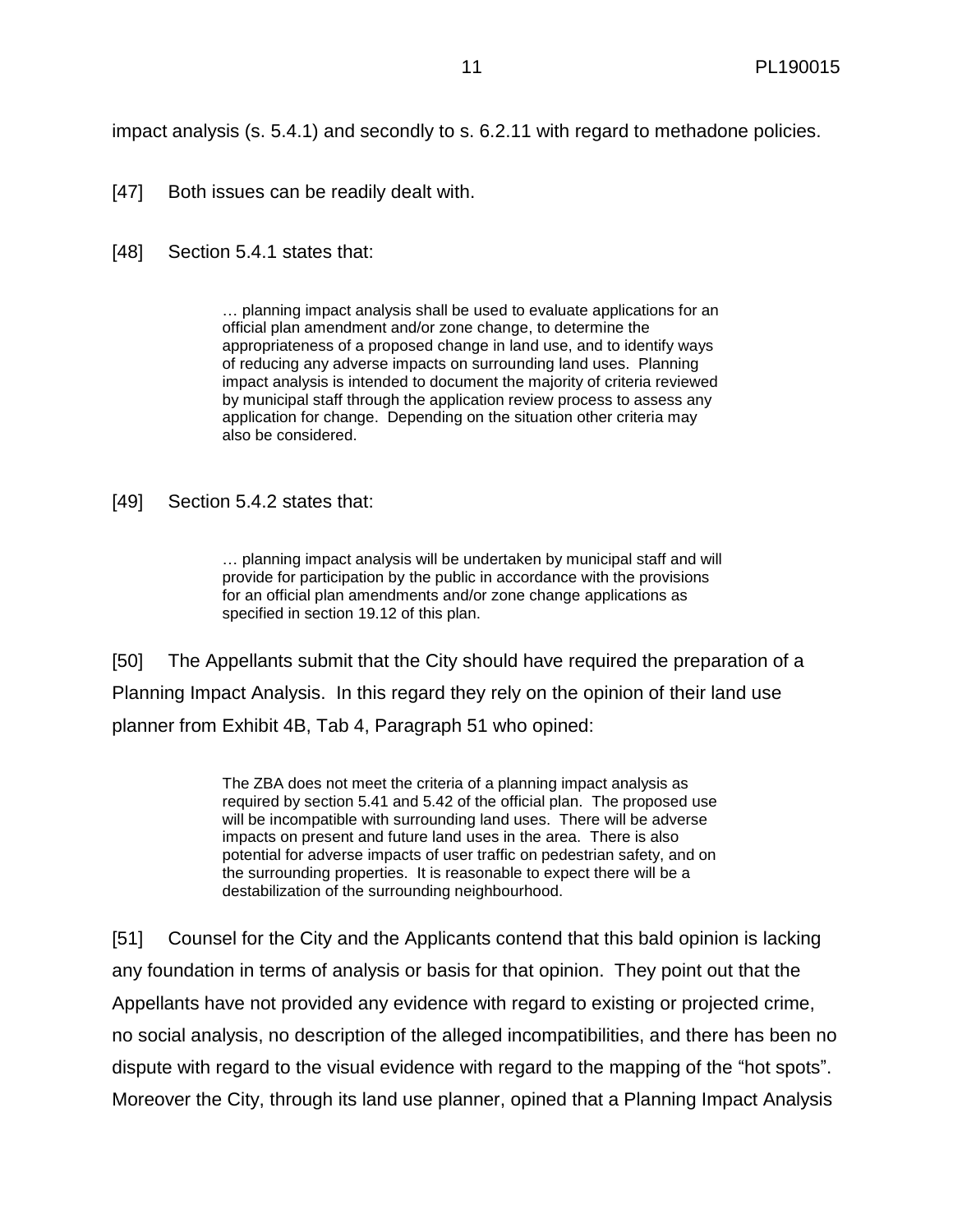impact analysis (s. 5.4.1) and secondly to s. 6.2.11 with regard to methadone policies.

[47] Both issues can be readily dealt with.

[48] Section 5.4.1 states that:

> … planning impact analysis shall be used to evaluate applications for an official plan amendment and/or zone change, to determine the appropriateness of a proposed change in land use, and to identify ways of reducing any adverse impacts on surrounding land uses. Planning impact analysis is intended to document the majority of criteria reviewed by municipal staff through the application review process to assess any application for change. Depending on the situation other criteria may also be considered.

[49] Section 5.4.2 states that:

> … planning impact analysis will be undertaken by municipal staff and will provide for participation by the public in accordance with the provisions for an official plan amendments and/or zone change applications as specified in section 19.12 of this plan.

[50] The Appellants submit that the City should have required the preparation of a Planning Impact Analysis. In this regard they rely on the opinion of their land use planner from Exhibit 4B, Tab 4, Paragraph 51 who opined:

> The ZBA does not meet the criteria of a planning impact analysis as required by section 5.41 and 5.42 of the official plan. The proposed use will be incompatible with surrounding land uses. There will be adverse impacts on present and future land uses in the area. There is also potential for adverse impacts of user traffic on pedestrian safety, and on the surrounding properties. It is reasonable to expect there will be a destabilization of the surrounding neighbourhood.

[51] Counsel for the City and the Applicants contend that this bald opinion is lacking any foundation in terms of analysis or basis for that opinion. They point out that the Appellants have not provided any evidence with regard to existing or projected crime, no social analysis, no description of the alleged incompatibilities, and there has been no dispute with regard to the visual evidence with regard to the mapping of the "hot spots". Moreover the City, through its land use planner, opined that a Planning Impact Analysis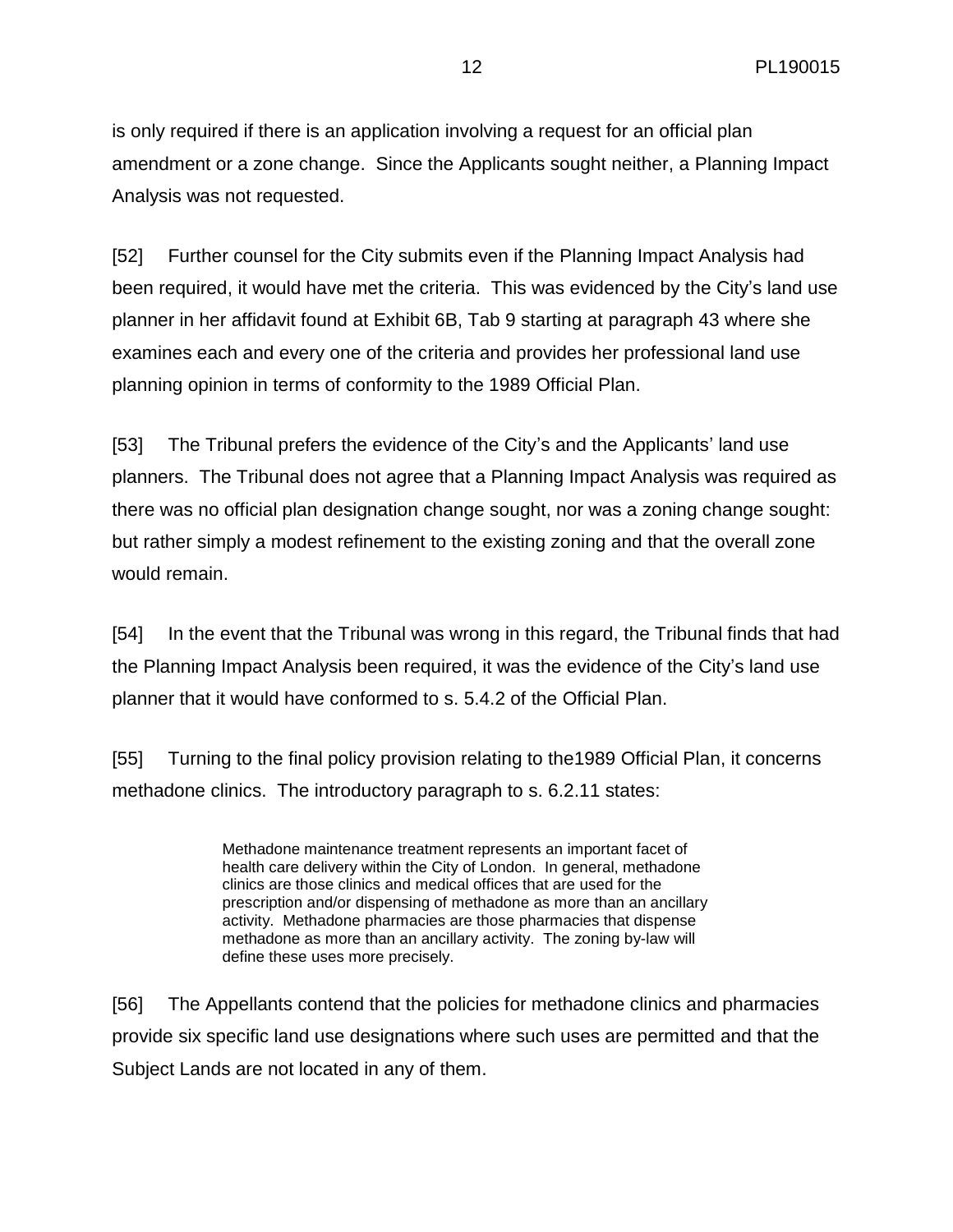is only required if there is an application involving a request for an official plan amendment or a zone change. Since the Applicants sought neither, a Planning Impact Analysis was not requested.

[52] Further counsel for the City submits even if the Planning Impact Analysis had been required, it would have met the criteria. This was evidenced by the City's land use planner in her affidavit found at Exhibit 6B, Tab 9 starting at paragraph 43 where she examines each and every one of the criteria and provides her professional land use planning opinion in terms of conformity to the 1989 Official Plan.

[53] The Tribunal prefers the evidence of the City's and the Applicants' land use planners. The Tribunal does not agree that a Planning Impact Analysis was required as there was no official plan designation change sought, nor was a zoning change sought: but rather simply a modest refinement to the existing zoning and that the overall zone would remain.

[54] In the event that the Tribunal was wrong in this regard, the Tribunal finds that had the Planning Impact Analysis been required, it was the evidence of the City's land use planner that it would have conformed to s. 5.4.2 of the Official Plan.

[55] Turning to the final policy provision relating to the1989 Official Plan, it concerns methadone clinics. The introductory paragraph to s. 6.2.11 states:

> Methadone maintenance treatment represents an important facet of health care delivery within the City of London. In general, methadone clinics are those clinics and medical offices that are used for the prescription and/or dispensing of methadone as more than an ancillary activity. Methadone pharmacies are those pharmacies that dispense methadone as more than an ancillary activity. The zoning by-law will define these uses more precisely.

[56] The Appellants contend that the policies for methadone clinics and pharmacies provide six specific land use designations where such uses are permitted and that the Subject Lands are not located in any of them.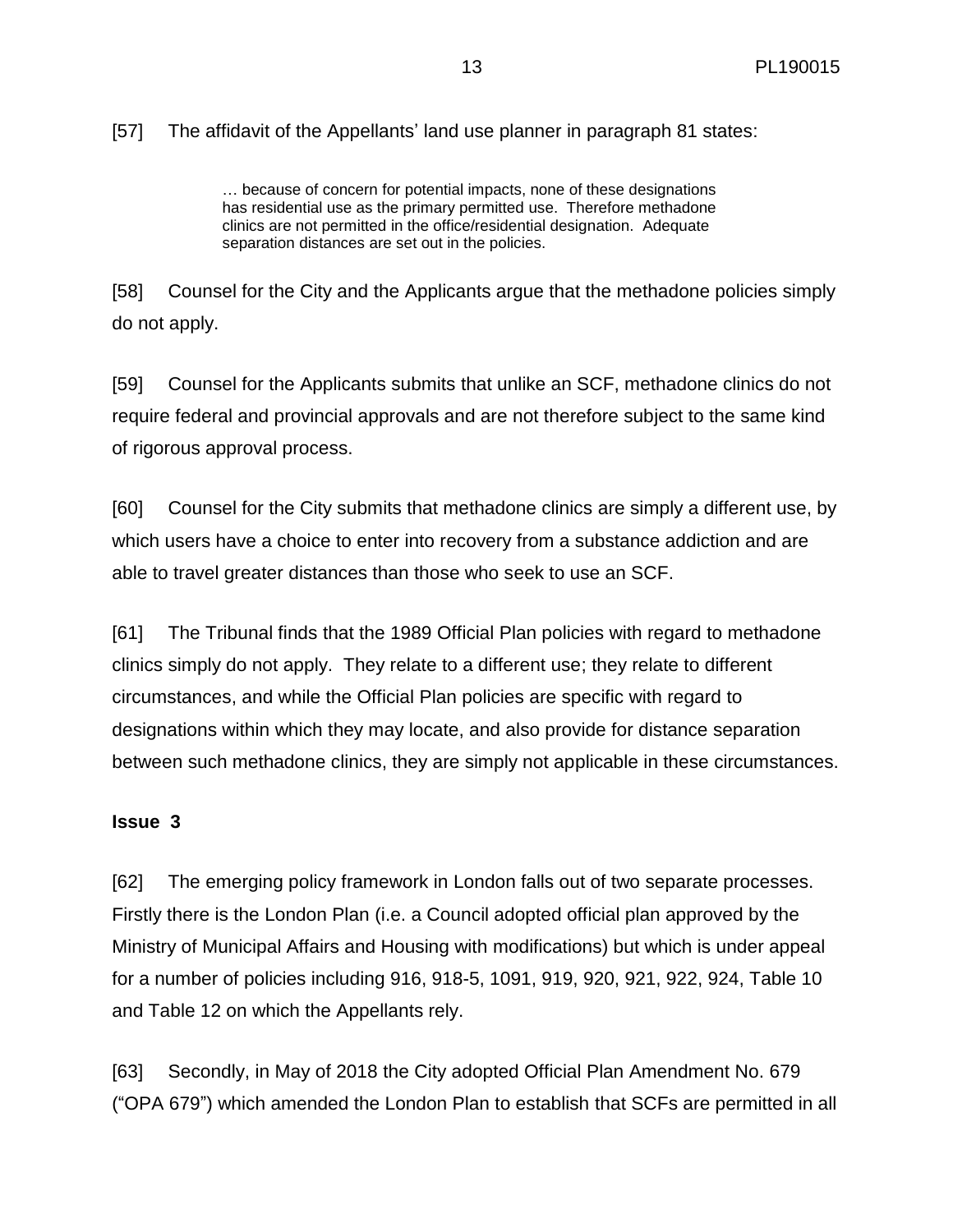[57] The affidavit of the Appellants' land use planner in paragraph 81 states:

> … because of concern for potential impacts, none of these designations has residential use as the primary permitted use. Therefore methadone clinics are not permitted in the office/residential designation. Adequate separation distances are set out in the policies.

[58] Counsel for the City and the Applicants argue that the methadone policies simply do not apply.

[59] Counsel for the Applicants submits that unlike an SCF, methadone clinics do not require federal and provincial approvals and are not therefore subject to the same kind of rigorous approval process.

[60] Counsel for the City submits that methadone clinics are simply a different use, by which users have a choice to enter into recovery from a substance addiction and are able to travel greater distances than those who seek to use an SCF.

[61] The Tribunal finds that the 1989 Official Plan policies with regard to methadone clinics simply do not apply. They relate to a different use; they relate to different circumstances, and while the Official Plan policies are specific with regard to designations within which they may locate, and also provide for distance separation between such methadone clinics, they are simply not applicable in these circumstances.

**Issue 3**

[62] The emerging policy framework in London falls out of two separate processes. Firstly there is the London Plan (i.e. a Council adopted official plan approved by the Ministry of Municipal Affairs and Housing with modifications) but which is under appeal for a number of policies including 916, 918-5, 1091, 919, 920, 921, 922, 924, Table 10 and Table 12 on which the Appellants rely.

[63] Secondly, in May of 2018 the City adopted Official Plan Amendment No. 679 ("OPA 679") which amended the London Plan to establish that SCFs are permitted in all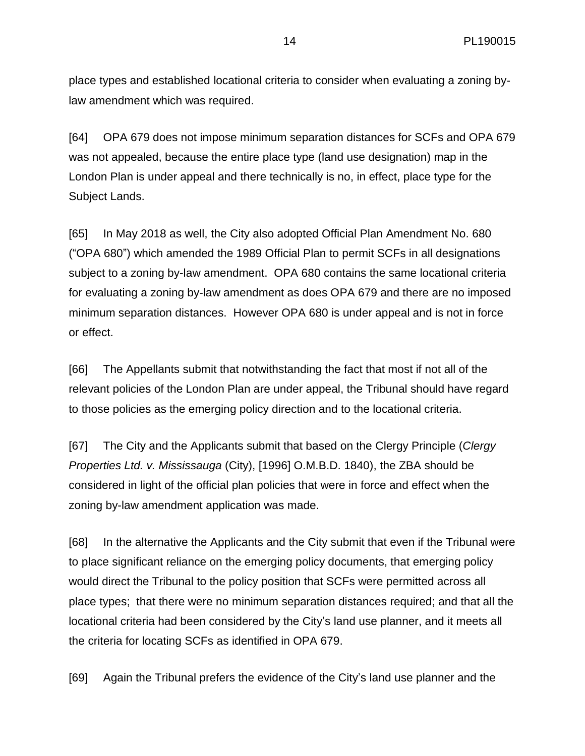place types and established locational criteria to consider when evaluating a zoning by-law amendment which was required.

[64] OPA 679 does not impose minimum separation distances for SCFs and OPA 679 was not appealed, because the entire place type (land use designation) map in the London Plan is under appeal and there technically is no, in effect, place type for the Subject Lands.

[65] In May 2018 as well, the City also adopted Official Plan Amendment No. 680 ("OPA 680") which amended the 1989 Official Plan to permit SCFs in all designations subject to a zoning by-law amendment. OPA 680 contains the same locational criteria for evaluating a zoning by-law amendment as does OPA 679 and there are no imposed minimum separation distances. However OPA 680 is under appeal and is not in force or effect.

[66] The Appellants submit that notwithstanding the fact that most if not all of the relevant policies of the London Plan are under appeal, the Tribunal should have regard to those policies as the emerging policy direction and to the locational criteria.

[67] The City and the Applicants submit that based on the Clergy Principle (*Clergy Properties Ltd. v. Mississauga* (City), [1996] O.M.B.D. 1840), the ZBA should be considered in light of the official plan policies that were in force and effect when the zoning by-law amendment application was made.

[68] In the alternative the Applicants and the City submit that even if the Tribunal were to place significant reliance on the emerging policy documents, that emerging policy would direct the Tribunal to the policy position that SCFs were permitted across all place types; that there were no minimum separation distances required; and that all the locational criteria had been considered by the City's land use planner, and it meets all the criteria for locating SCFs as identified in OPA 679.

[69] Again the Tribunal prefers the evidence of the City's land use planner and the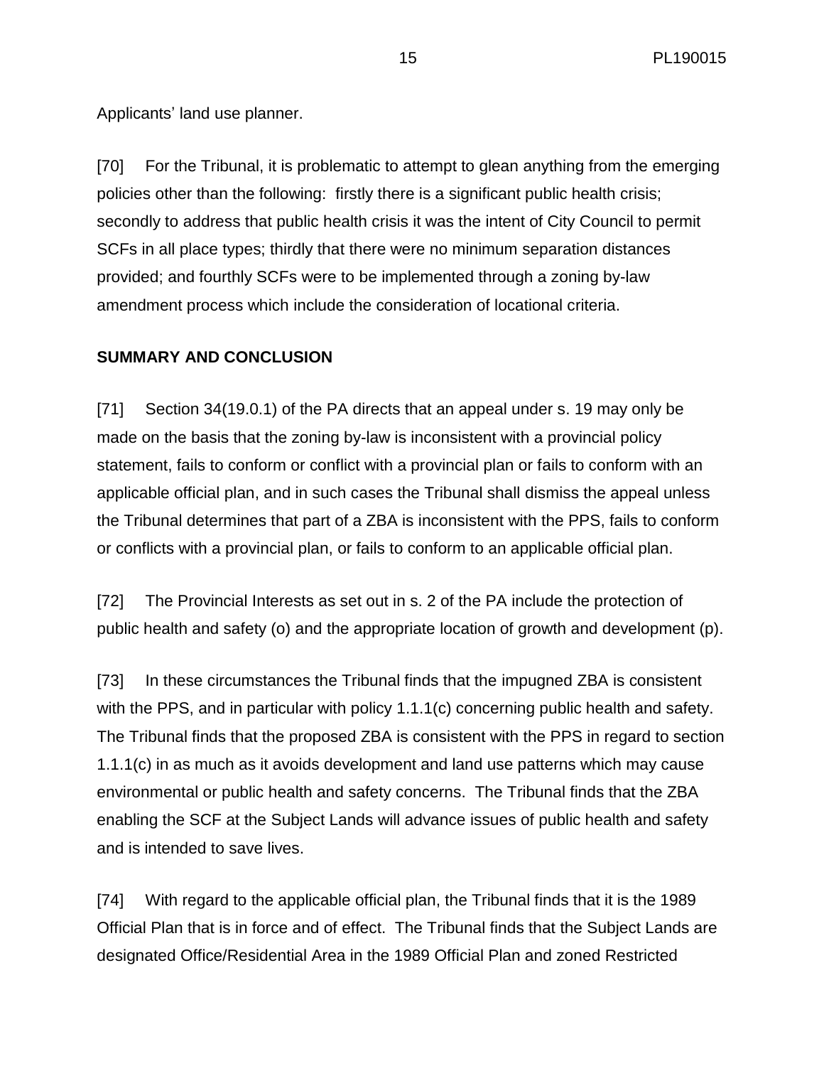Applicants' land use planner.

[70] For the Tribunal, it is problematic to attempt to glean anything from the emerging policies other than the following: firstly there is a significant public health crisis; secondly to address that public health crisis it was the intent of City Council to permit SCFs in all place types; thirdly that there were no minimum separation distances provided; and fourthly SCFs were to be implemented through a zoning by-law amendment process which include the consideration of locational criteria.

## SUMMARY AND CONCLUSION

[71] Section 34(19.0.1) of the PA directs that an appeal under s. 19 may only be made on the basis that the zoning by-law is inconsistent with a provincial policy statement, fails to conform or conflict with a provincial plan or fails to conform with an applicable official plan, and in such cases the Tribunal shall dismiss the appeal unless the Tribunal determines that part of a ZBA is inconsistent with the PPS, fails to conform or conflicts with a provincial plan, or fails to conform to an applicable official plan.

[72] The Provincial Interests as set out in s. 2 of the PA include the protection of public health and safety (o) and the appropriate location of growth and development (p).

[73] In these circumstances the Tribunal finds that the impugned ZBA is consistent with the PPS, and in particular with policy 1.1.1(c) concerning public health and safety. The Tribunal finds that the proposed ZBA is consistent with the PPS in regard to section 1.1.1(c) in as much as it avoids development and land use patterns which may cause environmental or public health and safety concerns. The Tribunal finds that the ZBA enabling the SCF at the Subject Lands will advance issues of public health and safety and is intended to save lives.

[74] With regard to the applicable official plan, the Tribunal finds that it is the 1989 Official Plan that is in force and of effect. The Tribunal finds that the Subject Lands are designated Office/Residential Area in the 1989 Official Plan and zoned Restricted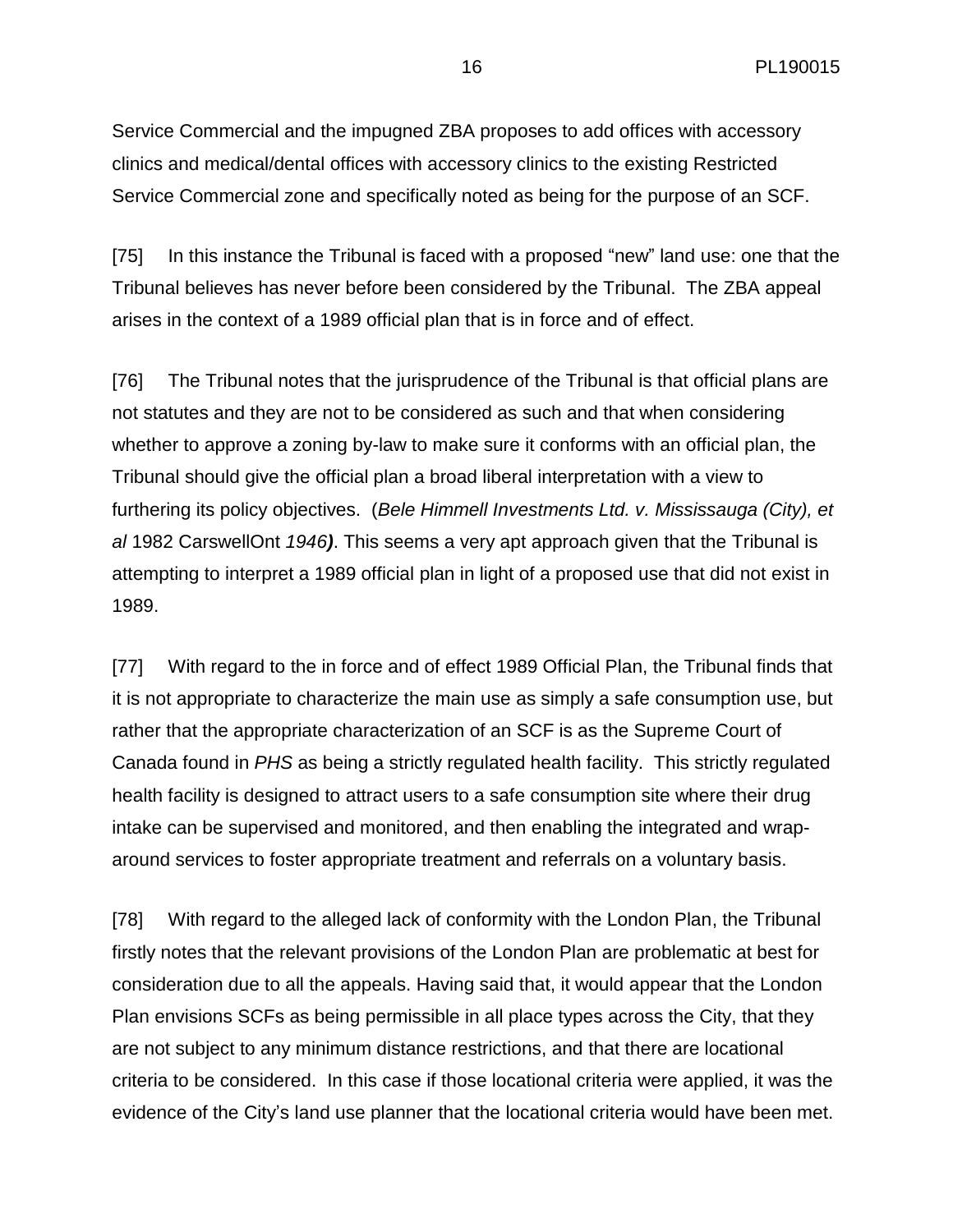Service Commercial and the impugned ZBA proposes to add offices with accessory clinics and medical/dental offices with accessory clinics to the existing Restricted Service Commercial zone and specifically noted as being for the purpose of an SCF.

[75] In this instance the Tribunal is faced with a proposed "new" land use: one that the Tribunal believes has never before been considered by the Tribunal. The ZBA appeal arises in the context of a 1989 official plan that is in force and of effect.

[76] The Tribunal notes that the jurisprudence of the Tribunal is that official plans are not statutes and they are not to be considered as such and that when considering whether to approve a zoning by-law to make sure it conforms with an official plan, the Tribunal should give the official plan a broad liberal interpretation with a view to furthering its policy objectives. (*Bele Himmell Investments Ltd. v. Mississauga (City), et al* 1982 CarswellOnt *1946)*. This seems a very apt approach given that the Tribunal is attempting to interpret a 1989 official plan in light of a proposed use that did not exist in 1989.

[77] With regard to the in force and of effect 1989 Official Plan, the Tribunal finds that it is not appropriate to characterize the main use as simply a safe consumption use, but rather that the appropriate characterization of an SCF is as the Supreme Court of Canada found in *PHS* as being a strictly regulated health facility. This strictly regulated health facility is designed to attract users to a safe consumption site where their drug intake can be supervised and monitored, and then enabling the integrated and wrap-around services to foster appropriate treatment and referrals on a voluntary basis.

[78] With regard to the alleged lack of conformity with the London Plan, the Tribunal firstly notes that the relevant provisions of the London Plan are problematic at best for consideration due to all the appeals. Having said that, it would appear that the London Plan envisions SCFs as being permissible in all place types across the City, that they are not subject to any minimum distance restrictions, and that there are locational criteria to be considered. In this case if those locational criteria were applied, it was the evidence of the City's land use planner that the locational criteria would have been met.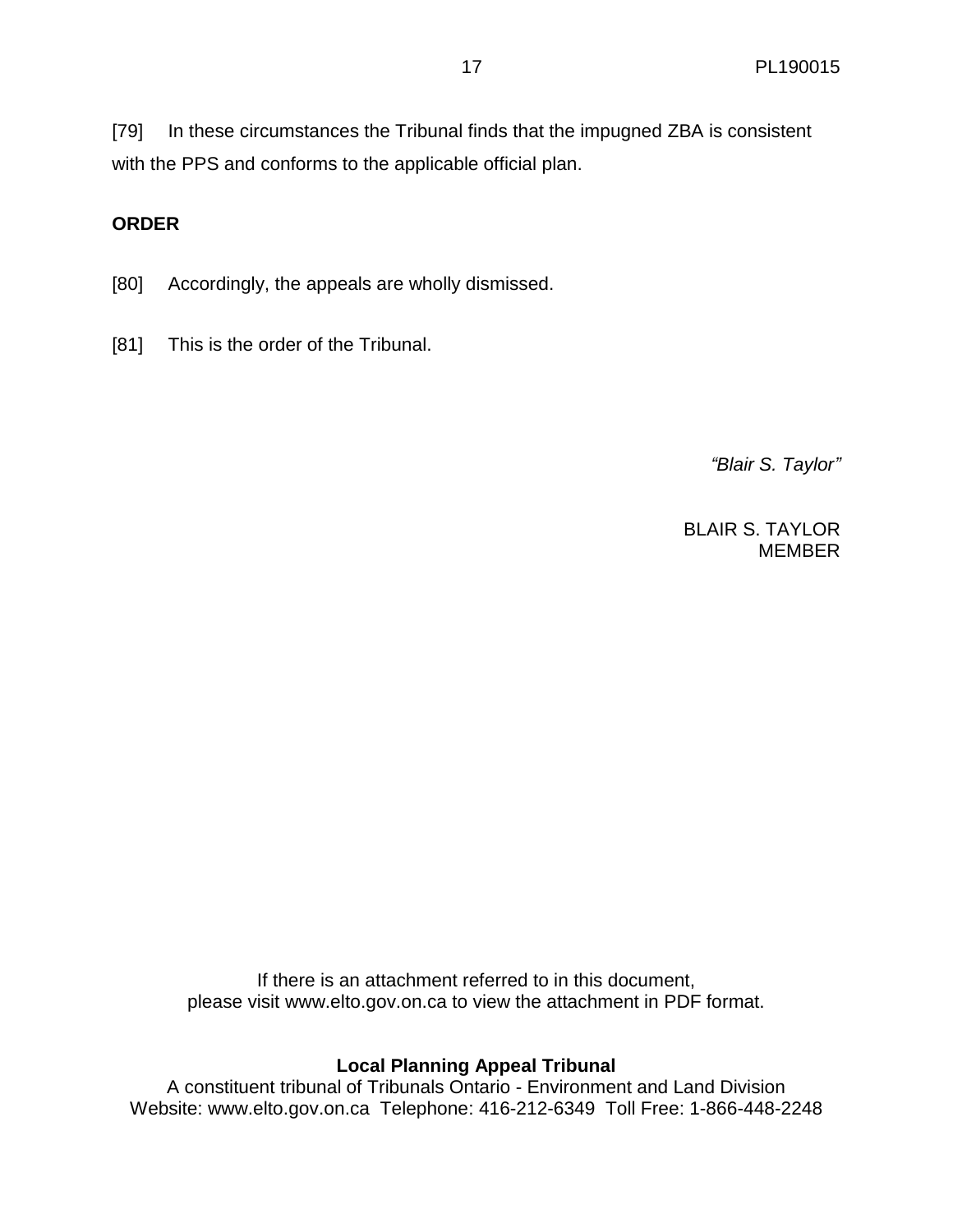[79] In these circumstances the Tribunal finds that the impugned ZBA is consistent with the PPS and conforms to the applicable official plan.

**ORDER**

[80] Accordingly, the appeals are wholly dismissed.

[81] This is the order of the Tribunal.

*"Blair S. Taylor"*

BLAIR S. TAYLOR
MEMBER

If there is an attachment referred to in this document, please visit www.elto.gov.on.ca to view the attachment in PDF format.

**Local Planning Appeal Tribunal**
A constituent tribunal of Tribunals Ontario - Environment and Land Division
Website: www.elto.gov.on.ca Telephone: 416-212-6349 Toll Free: 1-866-448-2248